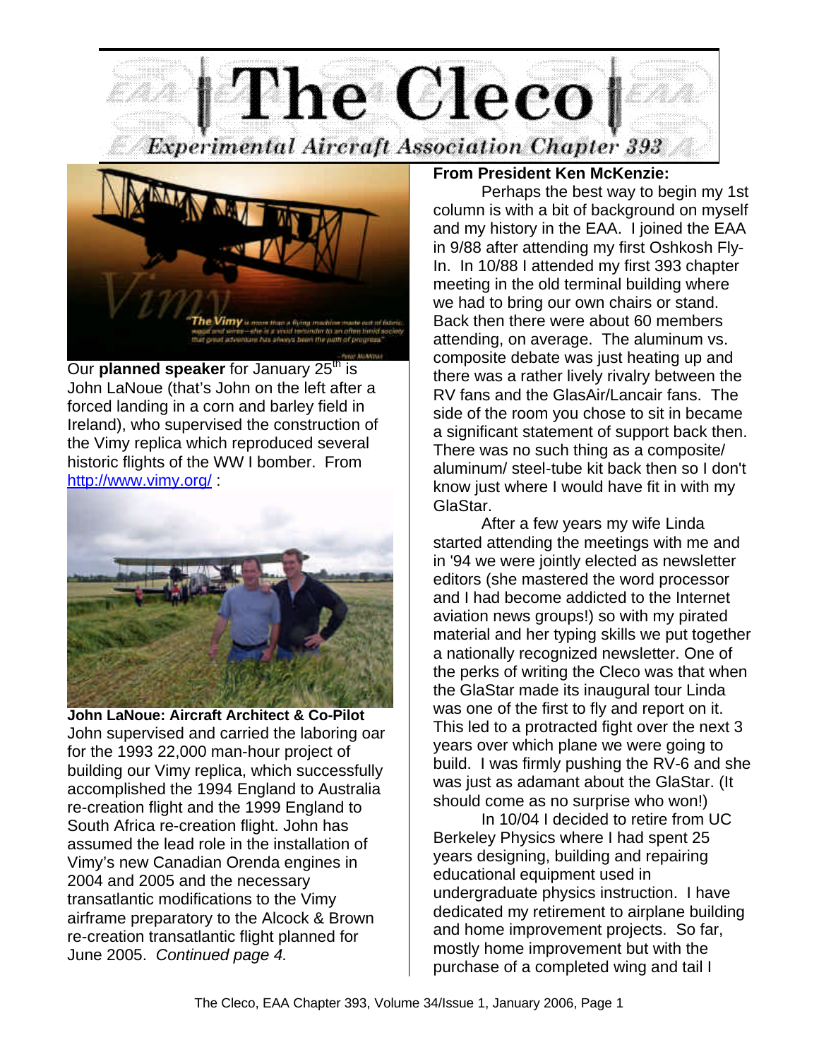# The Cleco

*Experimental Aircraft Association Chapter 393*

Our **planned speaker** for January 25th is John LaNoue (that's John on the left after a forced landing in a corn and barley field in Ireland), who supervised the construction of the Vimy replica which reproduced several historic flights of the WW I bomber. From http://www.vimy.org/ :

**John LaNoue: Aircraft Architect & Co-Pilot**
John supervised and carried the laboring oar for the 1993 22,000 man-hour project of building our Vimy replica, which successfully accomplished the 1994 England to Australia re-creation flight and the 1999 England to South Africa re-creation flight. John has assumed the lead role in the installation of Vimy's new Canadian Orenda engines in 2004 and 2005 and the necessary transatlantic modifications to the Vimy airframe preparatory to the Alcock & Brown re-creation transatlantic flight planned for June 2005. *Continued page 4.*

**From President Ken McKenzie:**

Perhaps the best way to begin my 1st column is with a bit of background on myself and my history in the EAA. I joined the EAA in 9/88 after attending my first Oshkosh Fly-In. In 10/88 I attended my first 393 chapter meeting in the old terminal building where we had to bring our own chairs or stand. Back then there were about 60 members attending, on average. The aluminum vs. composite debate was just heating up and there was a rather lively rivalry between the RV fans and the GlasAir/Lancair fans. The side of the room you chose to sit in became a significant statement of support back then. There was no such thing as a composite/ aluminum/ steel-tube kit back then so I don't know just where I would have fit in with my GlaStar.

After a few years my wife Linda started attending the meetings with me and in '94 we were jointly elected as newsletter editors (she mastered the word processor and I had become addicted to the Internet aviation news groups!) so with my pirated material and her typing skills we put together a nationally recognized newsletter. One of the perks of writing the Cleco was that when the GlaStar made its inaugural tour Linda was one of the first to fly and report on it. This led to a protracted fight over the next 3 years over which plane we were going to build. I was firmly pushing the RV-6 and she was just as adamant about the GlaStar. (It should come as no surprise who won!)

In 10/04 I decided to retire from UC Berkeley Physics where I had spent 25 years designing, building and repairing educational equipment used in undergraduate physics instruction. I have dedicated my retirement to airplane building and home improvement projects. So far, mostly home improvement but with the purchase of a completed wing and tail I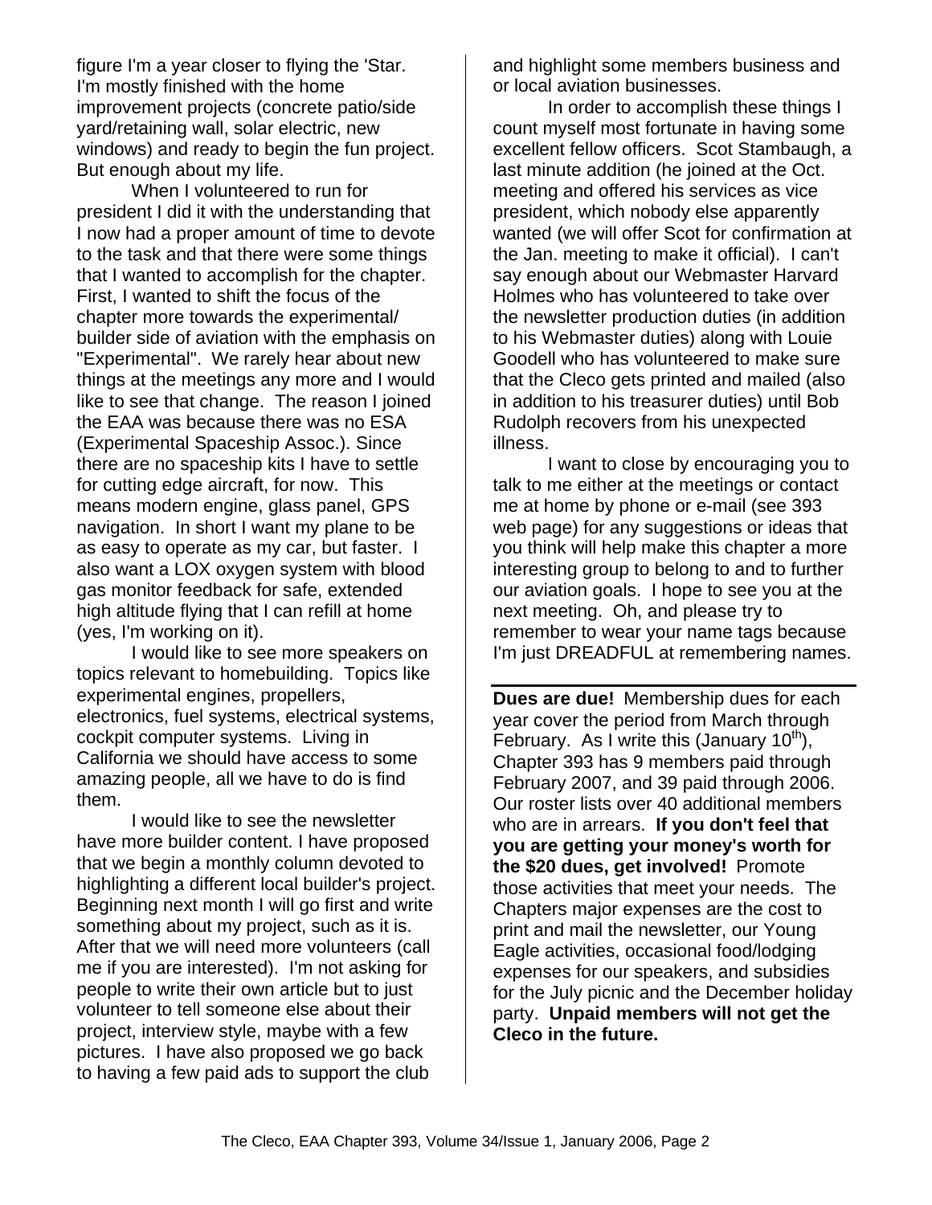figure I'm a year closer to flying the 'Star. I'm mostly finished with the home improvement projects (concrete patio/side yard/retaining wall, solar electric, new windows) and ready to begin the fun project. But enough about my life.

When I volunteered to run for president I did it with the understanding that I now had a proper amount of time to devote to the task and that there were some things that I wanted to accomplish for the chapter. First, I wanted to shift the focus of the chapter more towards the experimental/builder side of aviation with the emphasis on "Experimental". We rarely hear about new things at the meetings any more and I would like to see that change. The reason I joined the EAA was because there was no ESA (Experimental Spaceship Assoc.). Since there are no spaceship kits I have to settle for cutting edge aircraft, for now. This means modern engine, glass panel, GPS navigation. In short I want my plane to be as easy to operate as my car, but faster. I also want a LOX oxygen system with blood gas monitor feedback for safe, extended high altitude flying that I can refill at home (yes, I'm working on it).

I would like to see more speakers on topics relevant to homebuilding. Topics like experimental engines, propellers, electronics, fuel systems, electrical systems, cockpit computer systems. Living in California we should have access to some amazing people, all we have to do is find them.

I would like to see the newsletter have more builder content. I have proposed that we begin a monthly column devoted to highlighting a different local builder's project. Beginning next month I will go first and write something about my project, such as it is. After that we will need more volunteers (call me if you are interested). I'm not asking for people to write their own article but to just volunteer to tell someone else about their project, interview style, maybe with a few pictures. I have also proposed we go back to having a few paid ads to support the club and highlight some members business and or local aviation businesses.

In order to accomplish these things I count myself most fortunate in having some excellent fellow officers. Scot Stambaugh, a last minute addition (he joined at the Oct. meeting and offered his services as vice president, which nobody else apparently wanted (we will offer Scot for confirmation at the Jan. meeting to make it official). I can't say enough about our Webmaster Harvard Holmes who has volunteered to take over the newsletter production duties (in addition to his Webmaster duties) along with Louie Goodell who has volunteered to make sure that the Cleco gets printed and mailed (also in addition to his treasurer duties) until Bob Rudolph recovers from his unexpected illness.

I want to close by encouraging you to talk to me either at the meetings or contact me at home by phone or e-mail (see 393 web page) for any suggestions or ideas that you think will help make this chapter a more interesting group to belong to and to further our aviation goals. I hope to see you at the next meeting. Oh, and please try to remember to wear your name tags because I'm just DREADFUL at remembering names.

---

**Dues are due!** Membership dues for each year cover the period from March through February. As I write this (January 10th), Chapter 393 has 9 members paid through February 2007, and 39 paid through 2006. Our roster lists over 40 additional members who are in arrears. **If you don't feel that you are getting your money's worth for the $20 dues, get involved!** Promote those activities that meet your needs. The Chapters major expenses are the cost to print and mail the newsletter, our Young Eagle activities, occasional food/lodging expenses for our speakers, and subsidies for the July picnic and the December holiday party. **Unpaid members will not get the Cleco in the future.**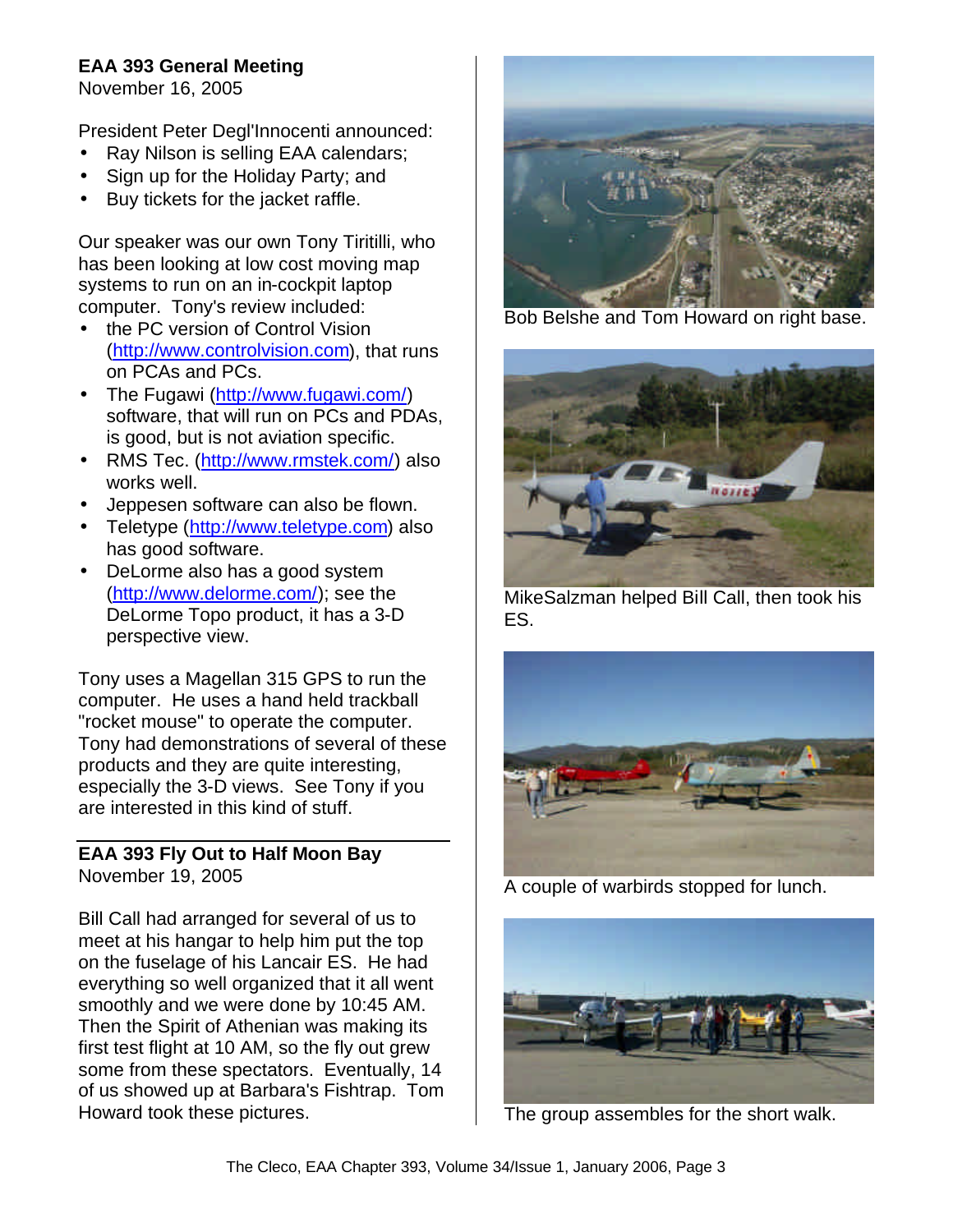**EAA 393 General Meeting**
November 16, 2005

President Peter Degl'Innocenti announced:

- Ray Nilson is selling EAA calendars;
- Sign up for the Holiday Party; and
- Buy tickets for the jacket raffle.

Our speaker was our own Tony Tiritilli, who has been looking at low cost moving map systems to run on an in-cockpit laptop computer. Tony's review included:

- the PC version of Control Vision (http://www.controlvision.com), that runs on PCAs and PCs.
- The Fugawi (http://www.fugawi.com/) software, that will run on PCs and PDAs, is good, but is not aviation specific.
- RMS Tec. (http://www.rmstek.com/) also works well.
- Jeppesen software can also be flown.
- Teletype (http://www.teletype.com) also has good software.
- DeLorme also has a good system (http://www.delorme.com/); see the DeLorme Topo product, it has a 3-D perspective view.

Tony uses a Magellan 315 GPS to run the computer. He uses a hand held trackball "rocket mouse" to operate the computer. Tony had demonstrations of several of these products and they are quite interesting, especially the 3-D views. See Tony if you are interested in this kind of stuff.

**EAA 393 Fly Out to Half Moon Bay**
November 19, 2005

Bill Call had arranged for several of us to meet at his hangar to help him put the top on the fuselage of his Lancair ES. He had everything so well organized that it all went smoothly and we were done by 10:45 AM. Then the Spirit of Athenian was making its first test flight at 10 AM, so the fly out grew some from these spectators. Eventually, 14 of us showed up at Barbara's Fishtrap. Tom Howard took these pictures.

Bob Belshe and Tom Howard on right base.

MikeSalzman helped Bill Call, then took his ES.

A couple of warbirds stopped for lunch.

The group assembles for the short walk.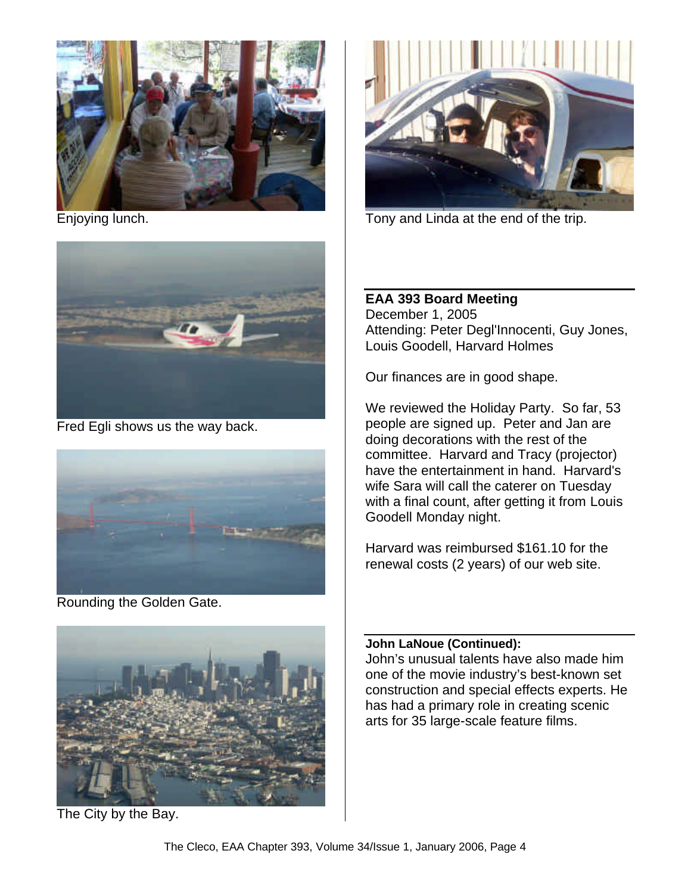Enjoying lunch.

Fred Egli shows us the way back.

Rounding the Golden Gate.

The City by the Bay.

Tony and Linda at the end of the trip.

**EAA 393 Board Meeting**
December 1, 2005
Attending: Peter Degl'Innocenti, Guy Jones, Louis Goodell, Harvard Holmes

Our finances are in good shape.

We reviewed the Holiday Party. So far, 53 people are signed up. Peter and Jan are doing decorations with the rest of the committee. Harvard and Tracy (projector) have the entertainment in hand. Harvard's wife Sara will call the caterer on Tuesday with a final count, after getting it from Louis Goodell Monday night.

Harvard was reimbursed $161.10 for the renewal costs (2 years) of our web site.

**John LaNoue (Continued):**
John's unusual talents have also made him one of the movie industry's best-known set construction and special effects experts. He has had a primary role in creating scenic arts for 35 large-scale feature films.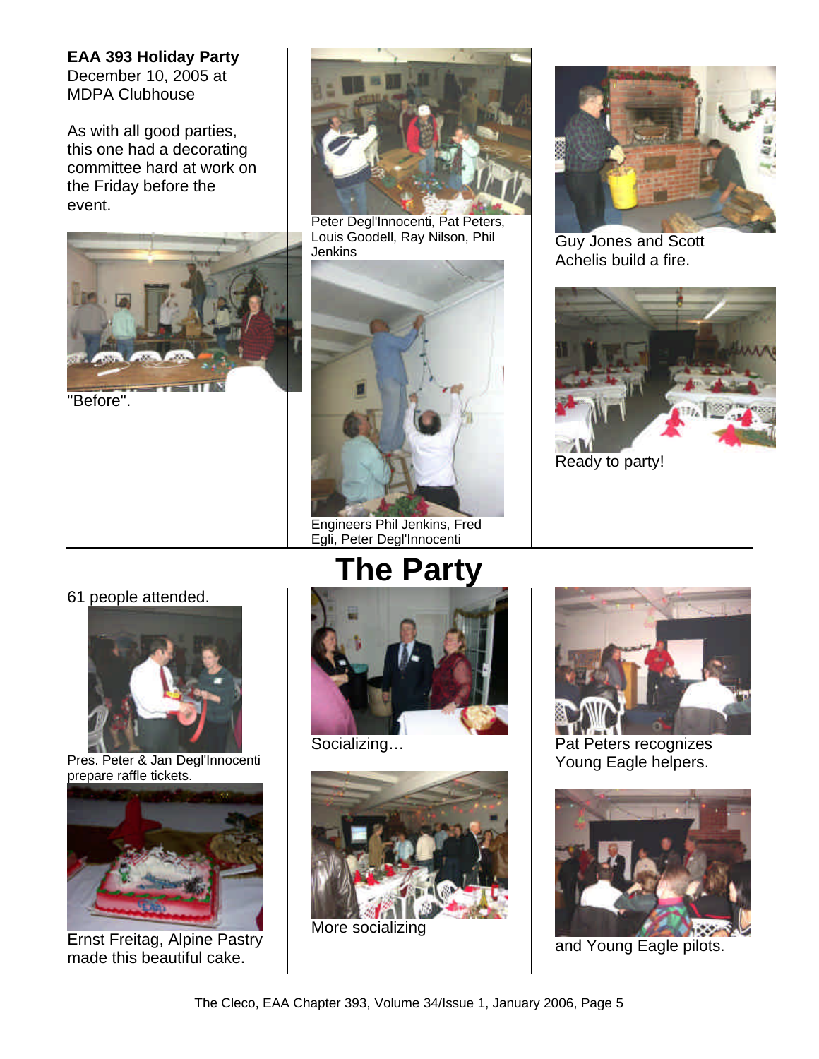**EAA 393 Holiday Party**
December 10, 2005 at MDPA Clubhouse

As with all good parties, this one had a decorating committee hard at work on the Friday before the event.

"Before".

Peter Degl'Innocenti, Pat Peters, Louis Goodell, Ray Nilson, Phil Jenkins

Engineers Phil Jenkins, Fred Egli, Peter Degl'Innocenti

Guy Jones and Scott Achelis build a fire.

Ready to party!

# The Party

61 people attended.

Pres. Peter & Jan Degl'Innocenti prepare raffle tickets.

Ernst Freitag, Alpine Pastry made this beautiful cake.

Socializing…

More socializing

Pat Peters recognizes Young Eagle helpers.

and Young Eagle pilots.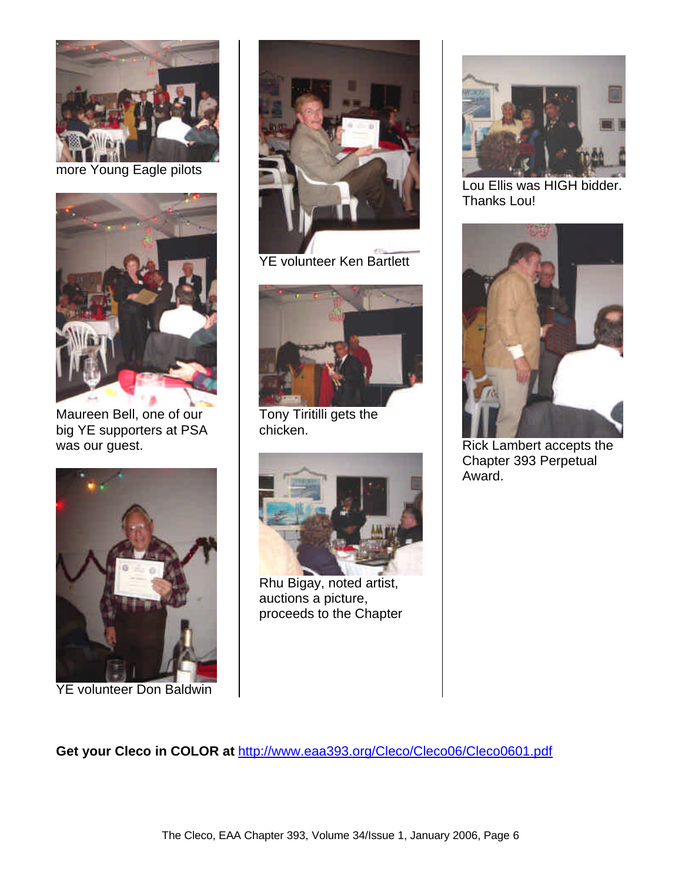more Young Eagle pilots

Maureen Bell, one of our big YE supporters at PSA was our guest.

YE volunteer Don Baldwin

YE volunteer Ken Bartlett

Tony Tiritilli gets the chicken.

Rhu Bigay, noted artist, auctions a picture, proceeds to the Chapter

Lou Ellis was HIGH bidder. Thanks Lou!

Rick Lambert accepts the Chapter 393 Perpetual Award.

**Get your Cleco in COLOR at** http://www.eaa393.org/Cleco/Cleco06/Cleco0601.pdf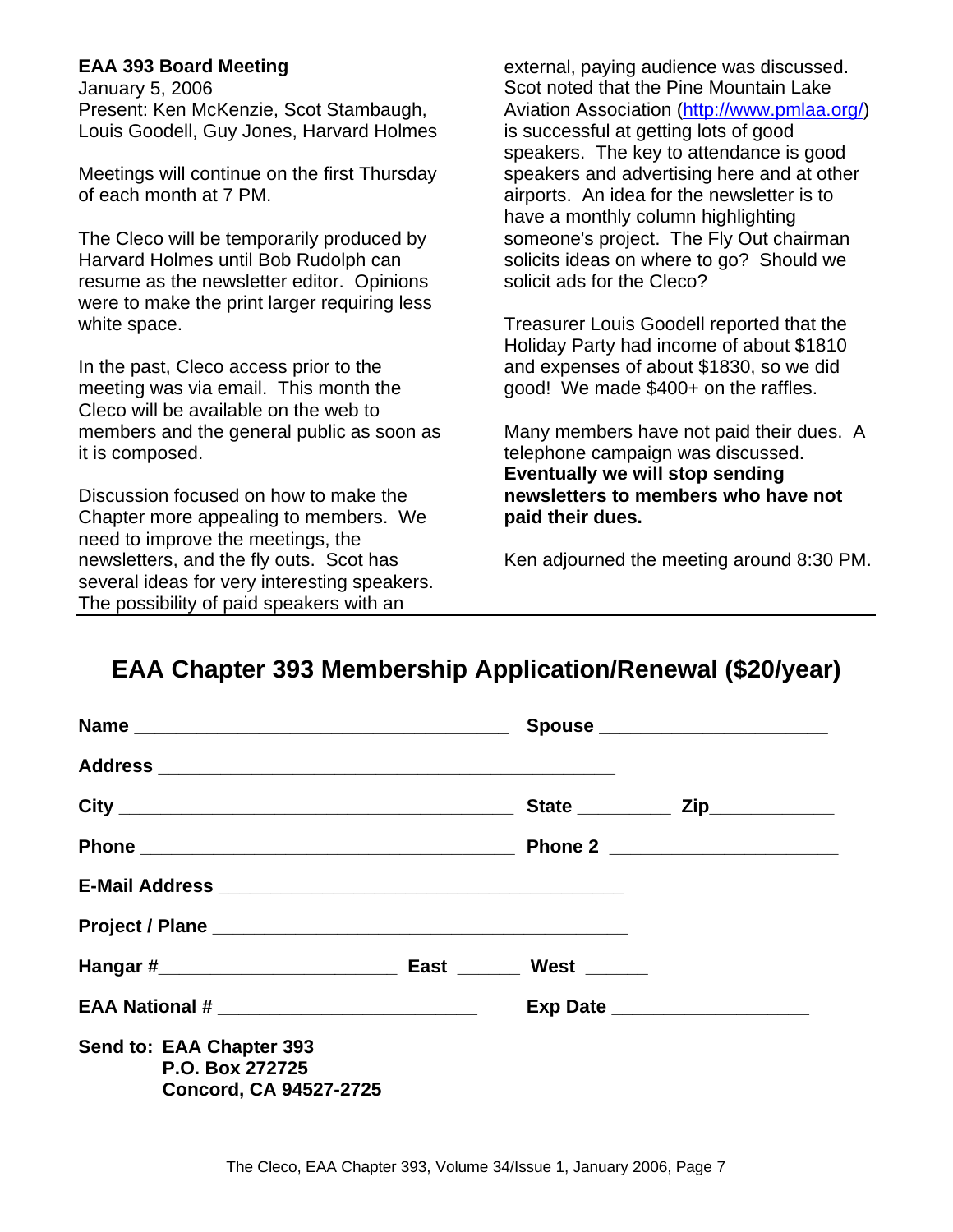**EAA 393 Board Meeting**
January 5, 2006
Present: Ken McKenzie, Scot Stambaugh, Louis Goodell, Guy Jones, Harvard Holmes

Meetings will continue on the first Thursday of each month at 7 PM.

The Cleco will be temporarily produced by Harvard Holmes until Bob Rudolph can resume as the newsletter editor. Opinions were to make the print larger requiring less white space.

In the past, Cleco access prior to the meeting was via email. This month the Cleco will be available on the web to members and the general public as soon as it is composed.

Discussion focused on how to make the Chapter more appealing to members. We need to improve the meetings, the newsletters, and the fly outs. Scot has several ideas for very interesting speakers. The possibility of paid speakers with an external, paying audience was discussed. Scot noted that the Pine Mountain Lake Aviation Association (http://www.pmlaa.org/) is successful at getting lots of good speakers. The key to attendance is good speakers and advertising here and at other airports. An idea for the newsletter is to have a monthly column highlighting someone's project. The Fly Out chairman solicits ideas on where to go? Should we solicit ads for the Cleco?

Treasurer Louis Goodell reported that the Holiday Party had income of about $1810 and expenses of about $1830, so we did good! We made $400+ on the raffles.

Many members have not paid their dues. A telephone campaign was discussed. **Eventually we will stop sending newsletters to members who have not paid their dues.**

Ken adjourned the meeting around 8:30 PM.

---

## EAA Chapter 393 Membership Application/Renewal ($20/year)

**Name** ____________________________________ **Spouse** _____________________

**Address** ____________________________________________

**City** ______________________________________ **State** _________ **Zip** ____________

**Phone** ____________________________________ **Phone 2** _____________________

**E-Mail Address** ______________________________________

**Project / Plane** _______________________________________

**Hangar #** _______________________ **East** ______ **West** ______

**EAA National #** _________________________ **Exp Date** ___________________

**Send to: EAA Chapter 393**
**P.O. Box 272725**
**Concord, CA 94527-2725**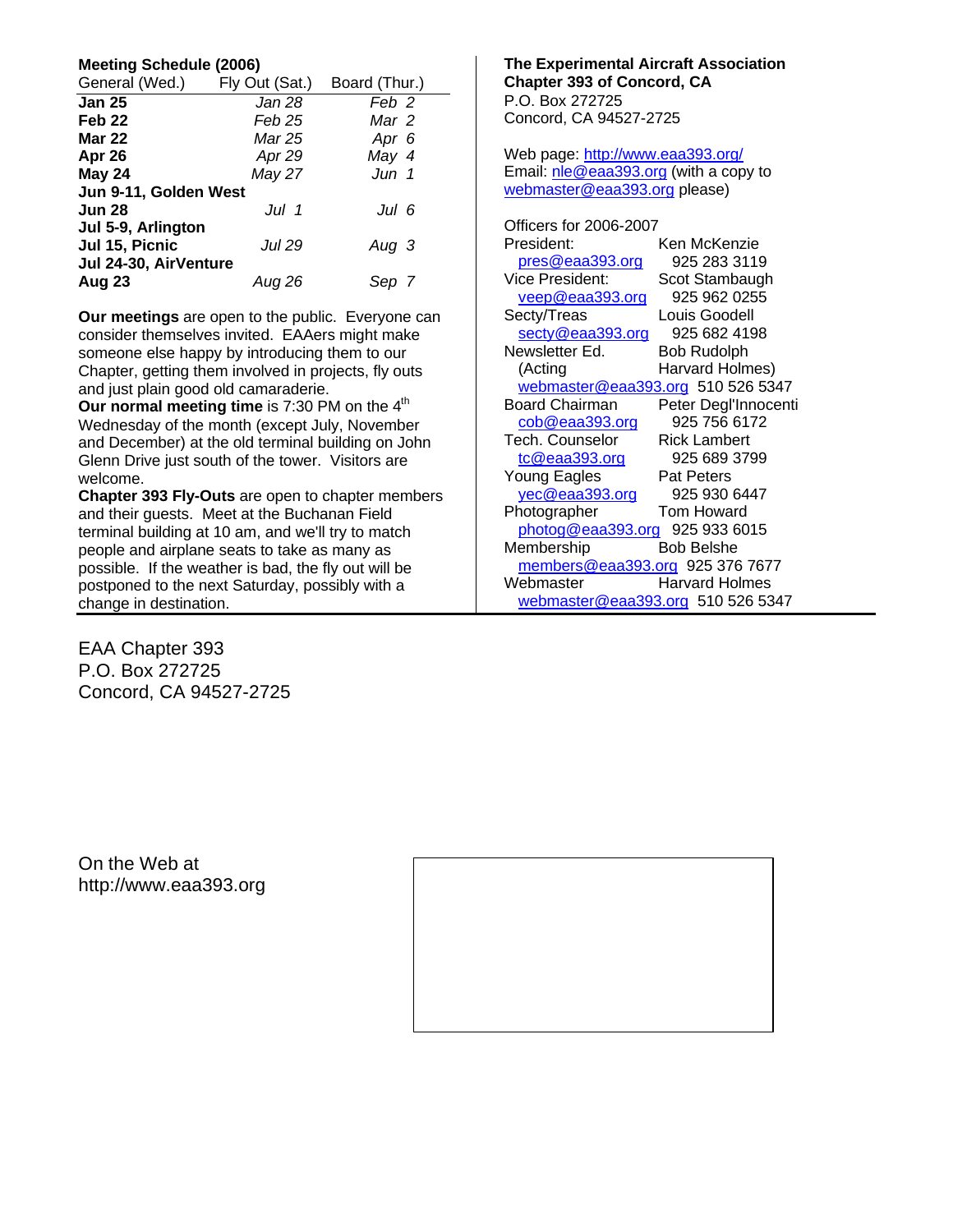**Meeting Schedule (2006)**

| General (Wed.) | Fly Out (Sat.) | Board (Thur.) |
|---|---|---|
| **Jan 25** | *Jan 28* | *Feb 2* |
| **Feb 22** | *Feb 25* | *Mar 2* |
| **Mar 22** | *Mar 25* | *Apr 6* |
| **Apr 26** | *Apr 29* | *May 4* |
| **May 24** | *May 27* | *Jun 1* |
| **Jun 9-11, Golden West** | | |
| **Jun 28** | *Jul 1* | *Jul 6* |
| **Jul 5-9, Arlington** | | |
| **Jul 15, Picnic** | *Jul 29* | *Aug 3* |
| **Jul 24-30, AirVenture** | | |
| **Aug 23** | *Aug 26* | *Sep 7* |

**Our meetings** are open to the public. Everyone can consider themselves invited. EAAers might make someone else happy by introducing them to our Chapter, getting them involved in projects, fly outs and just plain good old camaraderie.

**Our normal meeting time** is 7:30 PM on the 4th Wednesday of the month (except July, November and December) at the old terminal building on John Glenn Drive just south of the tower. Visitors are welcome.

**Chapter 393 Fly-Outs** are open to chapter members and their guests. Meet at the Buchanan Field terminal building at 10 am, and we'll try to match people and airplane seats to take as many as possible. If the weather is bad, the fly out will be postponed to the next Saturday, possibly with a change in destination.

**The Experimental Aircraft Association**
**Chapter 393 of Concord, CA**
P.O. Box 272725
Concord, CA 94527-2725

Web page: http://www.eaa393.org/
Email: nle@eaa393.org (with a copy to webmaster@eaa393.org please)

Officers for 2006-2007

| | | |
|---|---|---|
| President: | Ken McKenzie | |
| pres@eaa393.org | | 925 283 3119 |
| Vice President: | Scot Stambaugh | |
| veep@eaa393.org | | 925 962 0255 |
| Secty/Treas | Louis Goodell | |
| secty@eaa393.org | | 925 682 4198 |
| Newsletter Ed. | Bob Rudolph | |
| (Acting | Harvard Holmes) | |
| webmaster@eaa393.org | | 510 526 5347 |
| Board Chairman | Peter Degl'Innocenti | |
| cob@eaa393.org | | 925 756 6172 |
| Tech. Counselor | Rick Lambert | |
| tc@eaa393.org | | 925 689 3799 |
| Young Eagles | Pat Peters | |
| yec@eaa393.org | | 925 930 6447 |
| Photographer | Tom Howard | |
| photog@eaa393.org | | 925 933 6015 |
| Membership | Bob Belshe | |
| members@eaa393.org | | 925 376 7677 |
| Webmaster | Harvard Holmes | |
| webmaster@eaa393.org | | 510 526 5347 |

EAA Chapter 393
P.O. Box 272725
Concord, CA 94527-2725

On the Web at
http://www.eaa393.org